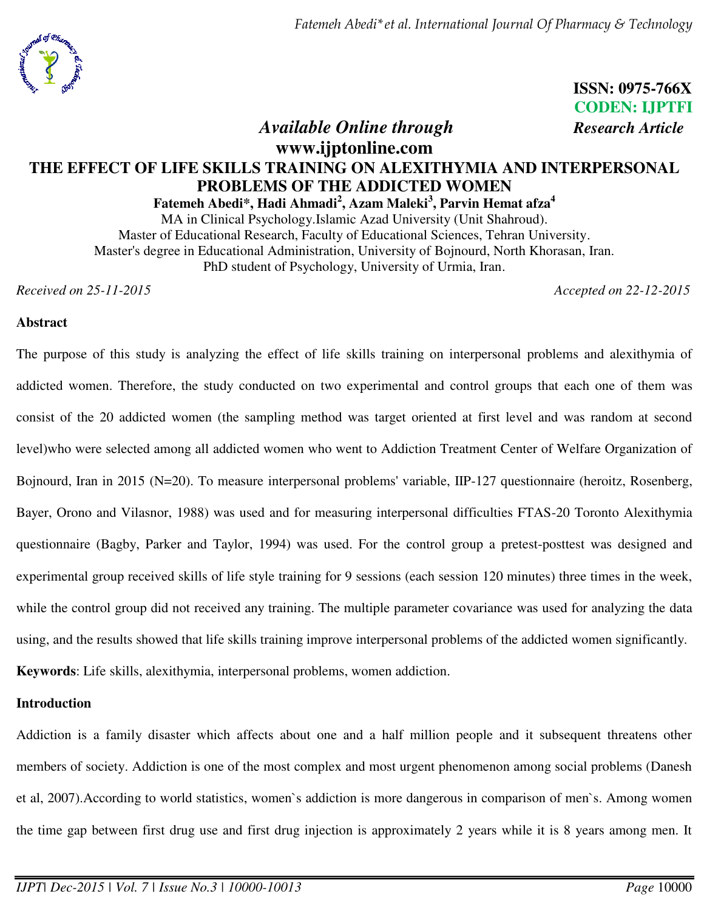ISSN: 0975-766X
CODEN: IJPTFI

*Available Online through* **www.ijptonline.com**

*Research Article*

# THE EFFECT OF LIFE SKILLS TRAINING ON ALEXITHYMIA AND INTERPERSONAL PROBLEMS OF THE ADDICTED WOMEN

**Fatemeh Abedi*, Hadi Ahmadi[2], Azam Maleki[3], Parvin Hemat afza[4]**

MA in Clinical Psychology.Islamic Azad University (Unit Shahroud).
Master of Educational Research, Faculty of Educational Sciences, Tehran University.
Master's degree in Educational Administration, University of Bojnourd, North Khorasan, Iran.
PhD student of Psychology, University of Urmia, Iran.

*Received on 25-11-2015* *Accepted on 22-12-2015*

## Abstract

The purpose of this study is analyzing the effect of life skills training on interpersonal problems and alexithymia of addicted women. Therefore, the study conducted on two experimental and control groups that each one of them was consist of the 20 addicted women (the sampling method was target oriented at first level and was random at second level)who were selected among all addicted women who went to Addiction Treatment Center of Welfare Organization of Bojnourd, Iran in 2015 (N=20). To measure interpersonal problems' variable, IIP-127 questionnaire (heroitz, Rosenberg, Bayer, Orono and Vilasnor, 1988) was used and for measuring interpersonal difficulties FTAS-20 Toronto Alexithymia questionnaire (Bagby, Parker and Taylor, 1994) was used. For the control group a pretest-posttest was designed and experimental group received skills of life style training for 9 sessions (each session 120 minutes) three times in the week, while the control group did not received any training. The multiple parameter covariance was used for analyzing the data using, and the results showed that life skills training improve interpersonal problems of the addicted women significantly.

**Keywords**: Life skills, alexithymia, interpersonal problems, women addiction.

## Introduction

Addiction is a family disaster which affects about one and a half million people and it subsequent threatens other members of society. Addiction is one of the most complex and most urgent phenomenon among social problems (Danesh et al, 2007).According to world statistics, women`s addiction is more dangerous in comparison of men`s. Among women the time gap between first drug use and first drug injection is approximately 2 years while it is 8 years among men. It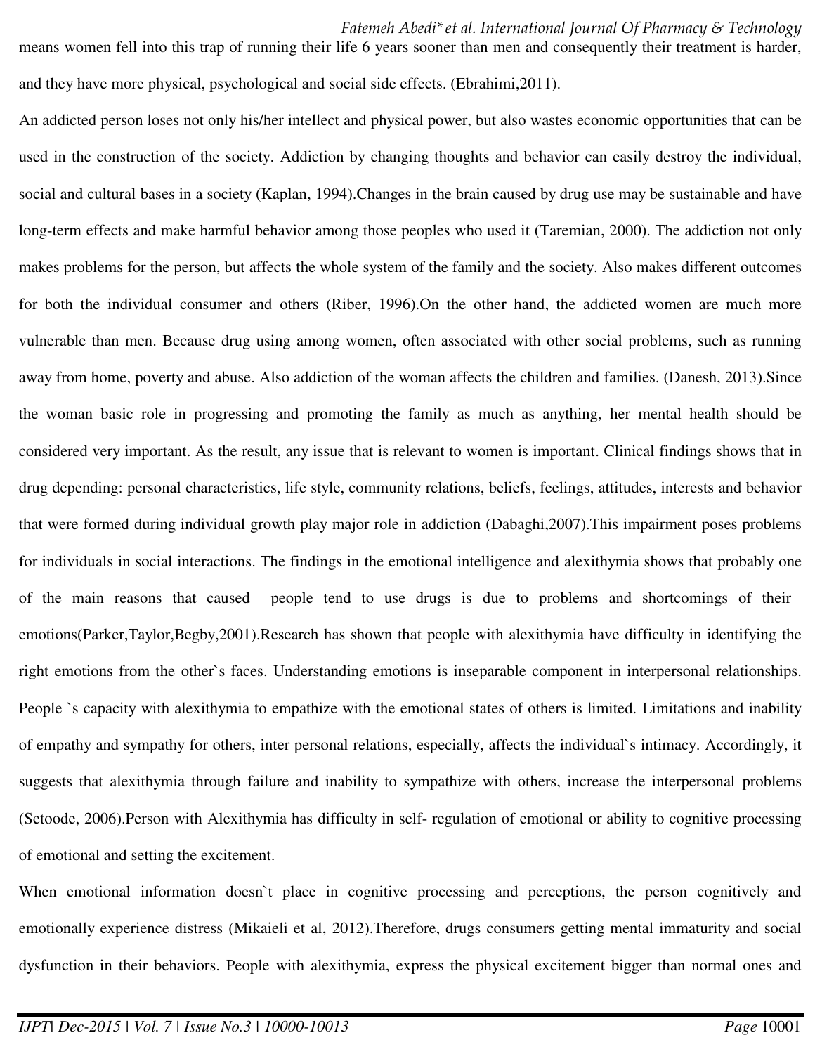means women fell into this trap of running their life 6 years sooner than men and consequently their treatment is harder, and they have more physical, psychological and social side effects. (Ebrahimi,2011).

An addicted person loses not only his/her intellect and physical power, but also wastes economic opportunities that can be used in the construction of the society. Addiction by changing thoughts and behavior can easily destroy the individual, social and cultural bases in a society (Kaplan, 1994).Changes in the brain caused by drug use may be sustainable and have long-term effects and make harmful behavior among those peoples who used it (Taremian, 2000). The addiction not only makes problems for the person, but affects the whole system of the family and the society. Also makes different outcomes for both the individual consumer and others (Riber, 1996).On the other hand, the addicted women are much more vulnerable than men. Because drug using among women, often associated with other social problems, such as running away from home, poverty and abuse. Also addiction of the woman affects the children and families. (Danesh, 2013).Since the woman basic role in progressing and promoting the family as much as anything, her mental health should be considered very important. As the result, any issue that is relevant to women is important. Clinical findings shows that in drug depending: personal characteristics, life style, community relations, beliefs, feelings, attitudes, interests and behavior that were formed during individual growth play major role in addiction (Dabaghi,2007).This impairment poses problems for individuals in social interactions. The findings in the emotional intelligence and alexithymia shows that probably one of the main reasons that caused people tend to use drugs is due to problems and shortcomings of their emotions(Parker,Taylor,Begby,2001).Research has shown that people with alexithymia have difficulty in identifying the right emotions from the other`s faces. Understanding emotions is inseparable component in interpersonal relationships. People `s capacity with alexithymia to empathize with the emotional states of others is limited. Limitations and inability of empathy and sympathy for others, inter personal relations, especially, affects the individual`s intimacy. Accordingly, it suggests that alexithymia through failure and inability to sympathize with others, increase the interpersonal problems (Setoode, 2006).Person with Alexithymia has difficulty in self- regulation of emotional or ability to cognitive processing of emotional and setting the excitement.

When emotional information doesn`t place in cognitive processing and perceptions, the person cognitively and emotionally experience distress (Mikaieli et al, 2012).Therefore, drugs consumers getting mental immaturity and social dysfunction in their behaviors. People with alexithymia, express the physical excitement bigger than normal ones and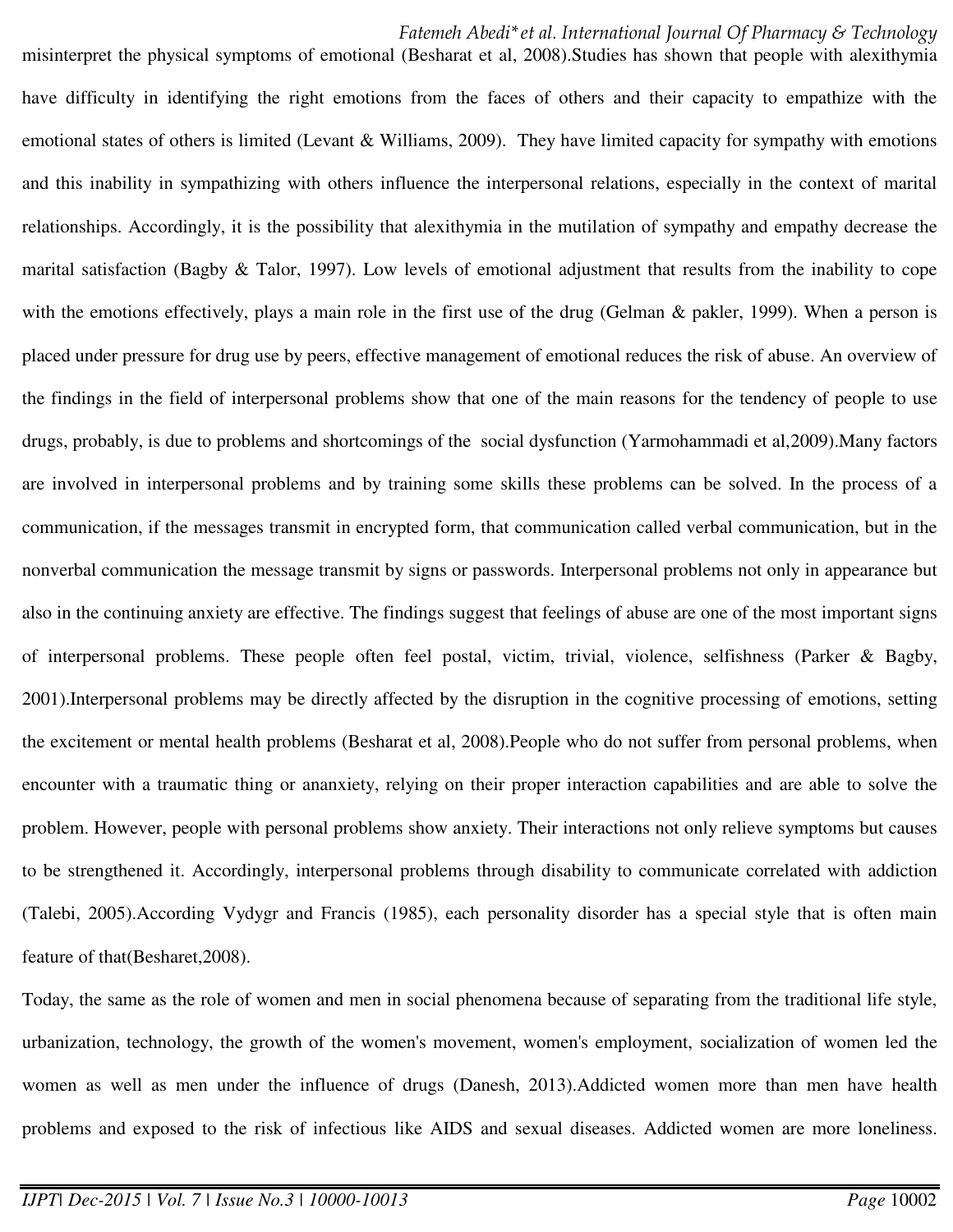misinterpret the physical symptoms of emotional (Besharat et al, 2008).Studies has shown that people with alexithymia have difficulty in identifying the right emotions from the faces of others and their capacity to empathize with the emotional states of others is limited (Levant & Williams, 2009). They have limited capacity for sympathy with emotions and this inability in sympathizing with others influence the interpersonal relations, especially in the context of marital relationships. Accordingly, it is the possibility that alexithymia in the mutilation of sympathy and empathy decrease the marital satisfaction (Bagby & Talor, 1997). Low levels of emotional adjustment that results from the inability to cope with the emotions effectively, plays a main role in the first use of the drug (Gelman & pakler, 1999). When a person is placed under pressure for drug use by peers, effective management of emotional reduces the risk of abuse. An overview of the findings in the field of interpersonal problems show that one of the main reasons for the tendency of people to use drugs, probably, is due to problems and shortcomings of the social dysfunction (Yarmohammadi et al,2009).Many factors are involved in interpersonal problems and by training some skills these problems can be solved. In the process of a communication, if the messages transmit in encrypted form, that communication called verbal communication, but in the nonverbal communication the message transmit by signs or passwords. Interpersonal problems not only in appearance but also in the continuing anxiety are effective. The findings suggest that feelings of abuse are one of the most important signs of interpersonal problems. These people often feel postal, victim, trivial, violence, selfishness (Parker & Bagby, 2001).Interpersonal problems may be directly affected by the disruption in the cognitive processing of emotions, setting the excitement or mental health problems (Besharat et al, 2008).People who do not suffer from personal problems, when encounter with a traumatic thing or ananxiety, relying on their proper interaction capabilities and are able to solve the problem. However, people with personal problems show anxiety. Their interactions not only relieve symptoms but causes to be strengthened it. Accordingly, interpersonal problems through disability to communicate correlated with addiction (Talebi, 2005).According Vydygr and Francis (1985), each personality disorder has a special style that is often main feature of that(Besharet,2008).

Today, the same as the role of women and men in social phenomena because of separating from the traditional life style, urbanization, technology, the growth of the women's movement, women's employment, socialization of women led the women as well as men under the influence of drugs (Danesh, 2013).Addicted women more than men have health problems and exposed to the risk of infectious like AIDS and sexual diseases. Addicted women are more loneliness.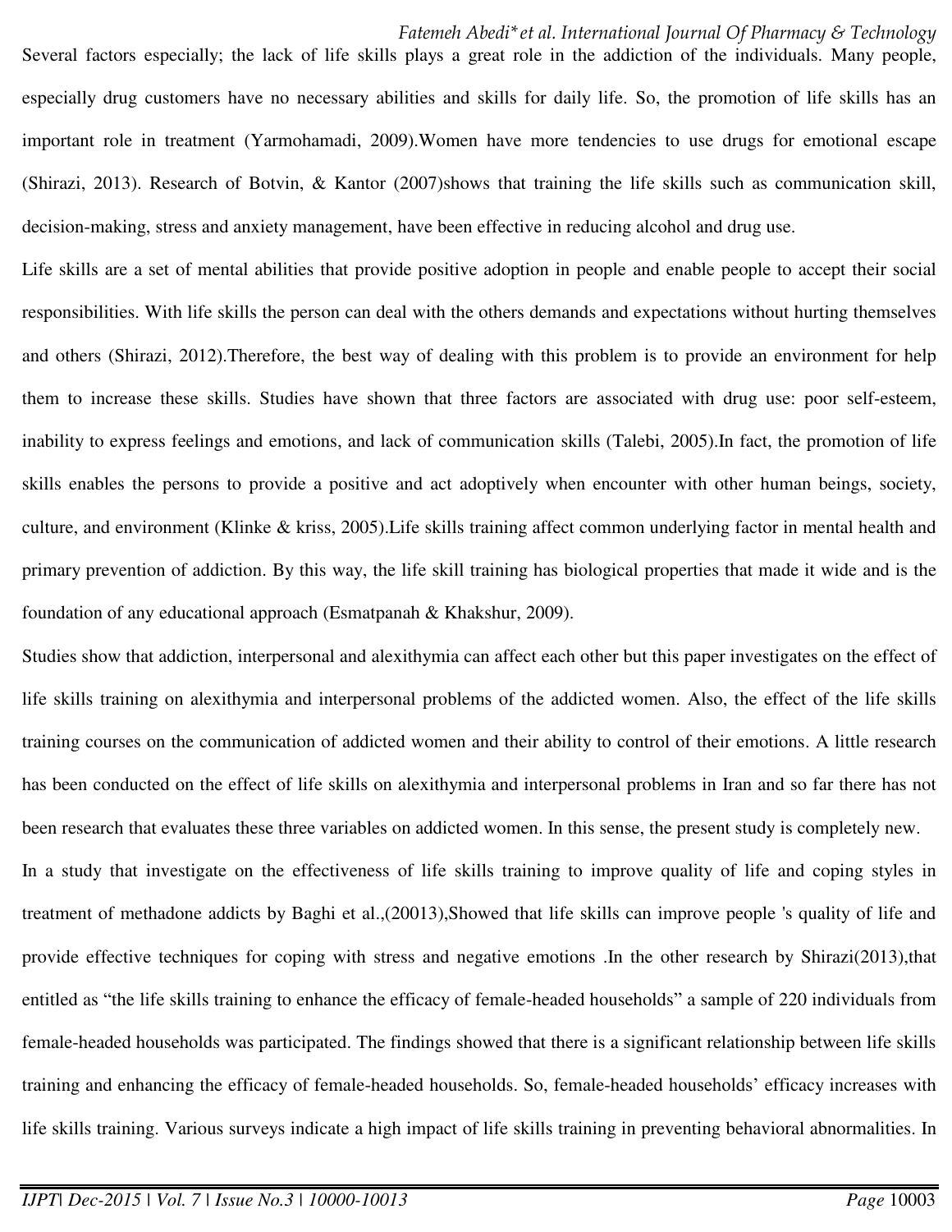Several factors especially; the lack of life skills plays a great role in the addiction of the individuals. Many people, especially drug customers have no necessary abilities and skills for daily life. So, the promotion of life skills has an important role in treatment (Yarmohamadi, 2009).Women have more tendencies to use drugs for emotional escape (Shirazi, 2013). Research of Botvin, & Kantor (2007)shows that training the life skills such as communication skill, decision-making, stress and anxiety management, have been effective in reducing alcohol and drug use.

Life skills are a set of mental abilities that provide positive adoption in people and enable people to accept their social responsibilities. With life skills the person can deal with the others demands and expectations without hurting themselves and others (Shirazi, 2012).Therefore, the best way of dealing with this problem is to provide an environment for help them to increase these skills. Studies have shown that three factors are associated with drug use: poor self-esteem, inability to express feelings and emotions, and lack of communication skills (Talebi, 2005).In fact, the promotion of life skills enables the persons to provide a positive and act adoptively when encounter with other human beings, society, culture, and environment (Klinke & kriss, 2005).Life skills training affect common underlying factor in mental health and primary prevention of addiction. By this way, the life skill training has biological properties that made it wide and is the foundation of any educational approach (Esmatpanah & Khakshur, 2009).

Studies show that addiction, interpersonal and alexithymia can affect each other but this paper investigates on the effect of life skills training on alexithymia and interpersonal problems of the addicted women. Also, the effect of the life skills training courses on the communication of addicted women and their ability to control of their emotions. A little research has been conducted on the effect of life skills on alexithymia and interpersonal problems in Iran and so far there has not been research that evaluates these three variables on addicted women. In this sense, the present study is completely new.

In a study that investigate on the effectiveness of life skills training to improve quality of life and coping styles in treatment of methadone addicts by Baghi et al.,(20013),Showed that life skills can improve people 's quality of life and provide effective techniques for coping with stress and negative emotions .In the other research by Shirazi(2013),that entitled as "the life skills training to enhance the efficacy of female-headed households" a sample of 220 individuals from female-headed households was participated. The findings showed that there is a significant relationship between life skills training and enhancing the efficacy of female-headed households. So, female-headed households' efficacy increases with life skills training. Various surveys indicate a high impact of life skills training in preventing behavioral abnormalities. In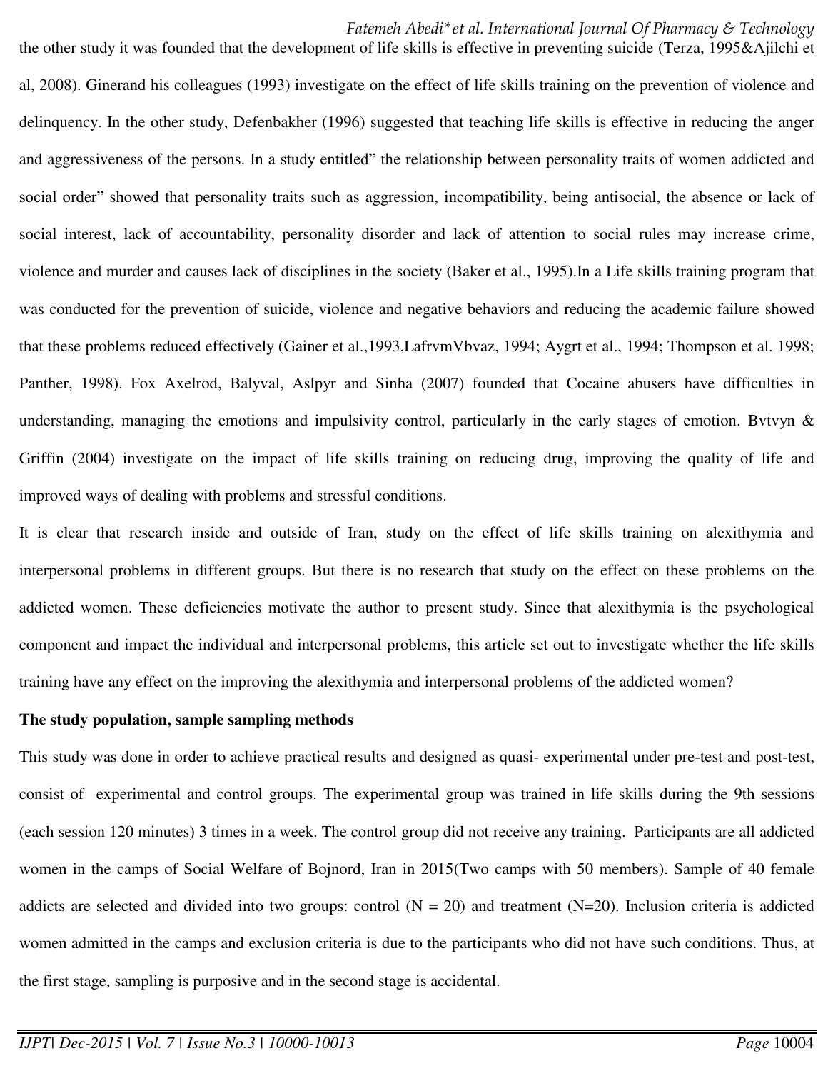the other study it was founded that the development of life skills is effective in preventing suicide (Terza, 1995&Ajilchi et al, 2008). Ginerand his colleagues (1993) investigate on the effect of life skills training on the prevention of violence and delinquency. In the other study, Defenbakher (1996) suggested that teaching life skills is effective in reducing the anger and aggressiveness of the persons. In a study entitled" the relationship between personality traits of women addicted and social order" showed that personality traits such as aggression, incompatibility, being antisocial, the absence or lack of social interest, lack of accountability, personality disorder and lack of attention to social rules may increase crime, violence and murder and causes lack of disciplines in the society (Baker et al., 1995).In a Life skills training program that was conducted for the prevention of suicide, violence and negative behaviors and reducing the academic failure showed that these problems reduced effectively (Gainer et al.,1993,LafrvmVbvaz, 1994; Aygrt et al., 1994; Thompson et al. 1998; Panther, 1998). Fox Axelrod, Balyval, Aslpyr and Sinha (2007) founded that Cocaine abusers have difficulties in understanding, managing the emotions and impulsivity control, particularly in the early stages of emotion. Bvtvyn & Griffin (2004) investigate on the impact of life skills training on reducing drug, improving the quality of life and improved ways of dealing with problems and stressful conditions.

It is clear that research inside and outside of Iran, study on the effect of life skills training on alexithymia and interpersonal problems in different groups. But there is no research that study on the effect on these problems on the addicted women. These deficiencies motivate the author to present study. Since that alexithymia is the psychological component and impact the individual and interpersonal problems, this article set out to investigate whether the life skills training have any effect on the improving the alexithymia and interpersonal problems of the addicted women?

**The study population, sample sampling methods**

This study was done in order to achieve practical results and designed as quasi- experimental under pre-test and post-test, consist of experimental and control groups. The experimental group was trained in life skills during the 9th sessions (each session 120 minutes) 3 times in a week. The control group did not receive any training. Participants are all addicted women in the camps of Social Welfare of Bojnord, Iran in 2015(Two camps with 50 members). Sample of 40 female addicts are selected and divided into two groups: control (N = 20) and treatment (N=20). Inclusion criteria is addicted women admitted in the camps and exclusion criteria is due to the participants who did not have such conditions. Thus, at the first stage, sampling is purposive and in the second stage is accidental.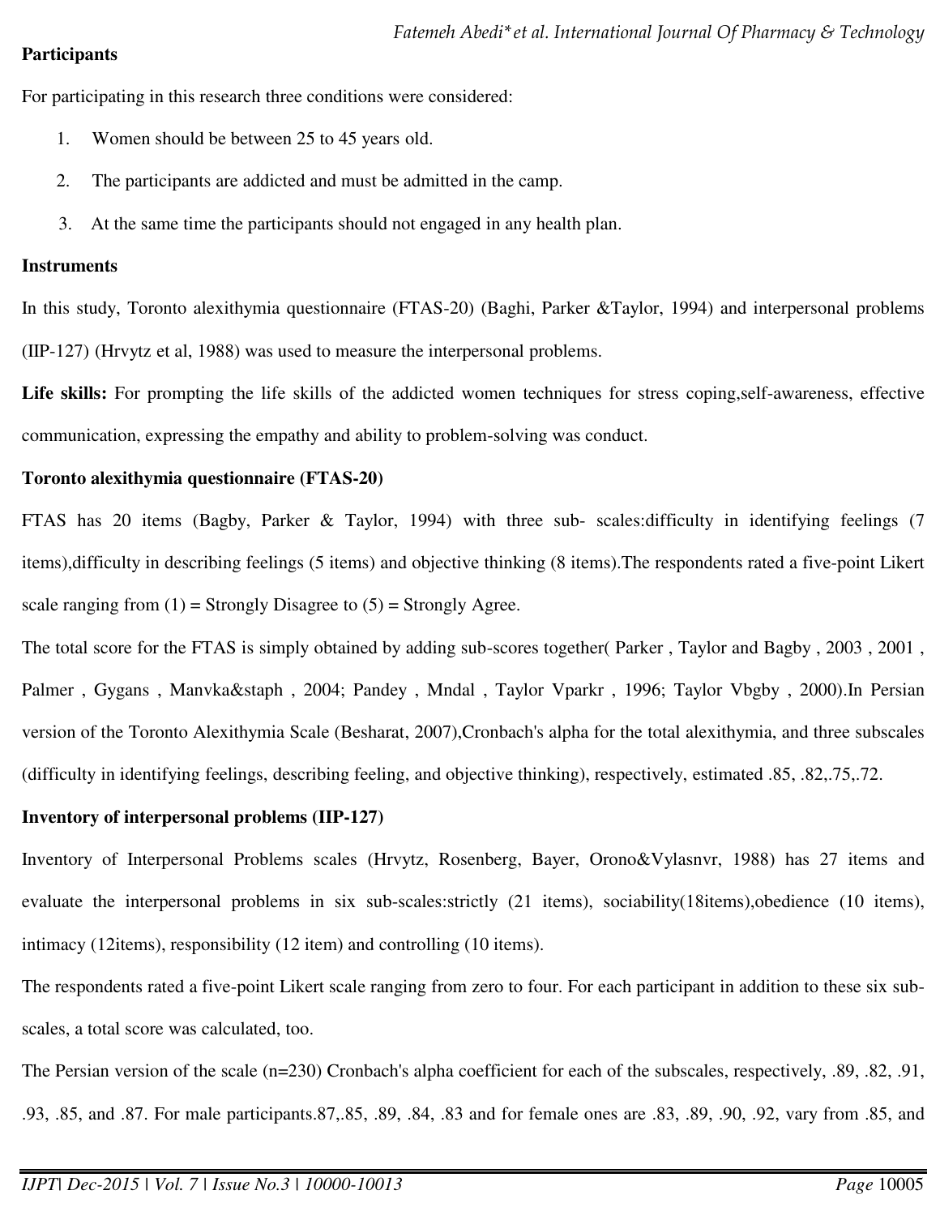**Participants**

For participating in this research three conditions were considered:

1. Women should be between 25 to 45 years old.
2. The participants are addicted and must be admitted in the camp.
3. At the same time the participants should not engaged in any health plan.

**Instruments**

In this study, Toronto alexithymia questionnaire (FTAS-20) (Baghi, Parker &Taylor, 1994) and interpersonal problems (IIP-127) (Hrvytz et al, 1988) was used to measure the interpersonal problems.

**Life skills:** For prompting the life skills of the addicted women techniques for stress coping,self-awareness, effective communication, expressing the empathy and ability to problem-solving was conduct.

**Toronto alexithymia questionnaire (FTAS-20)**

FTAS has 20 items (Bagby, Parker & Taylor, 1994) with three sub- scales:difficulty in identifying feelings (7 items),difficulty in describing feelings (5 items) and objective thinking (8 items).The respondents rated a five-point Likert scale ranging from (1) = Strongly Disagree to (5) = Strongly Agree.

The total score for the FTAS is simply obtained by adding sub-scores together( Parker , Taylor and Bagby , 2003 , 2001 , Palmer , Gygans , Manvka&staph , 2004; Pandey , Mndal , Taylor Vparkr , 1996; Taylor Vbgby , 2000).In Persian version of the Toronto Alexithymia Scale (Besharat, 2007),Cronbach's alpha for the total alexithymia, and three subscales (difficulty in identifying feelings, describing feeling, and objective thinking), respectively, estimated .85, .82,.75,.72.

**Inventory of interpersonal problems (IIP-127)**

Inventory of Interpersonal Problems scales (Hrvytz, Rosenberg, Bayer, Orono&Vylasnvr, 1988) has 27 items and evaluate the interpersonal problems in six sub-scales:strictly (21 items), sociability(18items),obedience (10 items), intimacy (12items), responsibility (12 item) and controlling (10 items).

The respondents rated a five-point Likert scale ranging from zero to four. For each participant in addition to these six sub-scales, a total score was calculated, too.

The Persian version of the scale (n=230) Cronbach's alpha coefficient for each of the subscales, respectively, .89, .82, .91, .93, .85, and .87. For male participants.87,.85, .89, .84, .83 and for female ones are .83, .89, .90, .92, vary from .85, and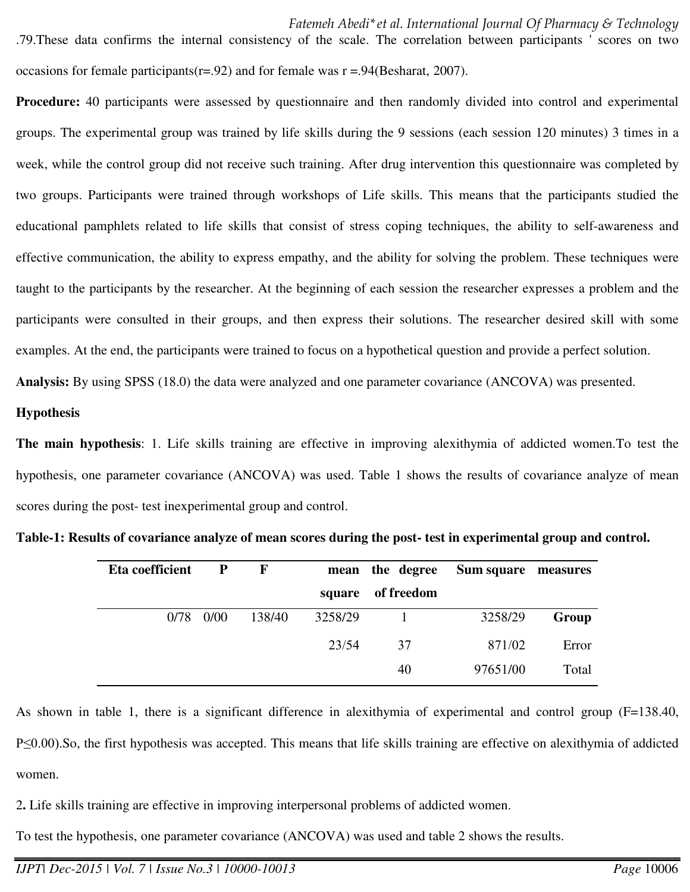.79.These data confirms the internal consistency of the scale. The correlation between participants ' scores on two occasions for female participants(r=.92) and for female was r =.94(Besharat, 2007).

**Procedure:** 40 participants were assessed by questionnaire and then randomly divided into control and experimental groups. The experimental group was trained by life skills during the 9 sessions (each session 120 minutes) 3 times in a week, while the control group did not receive such training. After drug intervention this questionnaire was completed by two groups. Participants were trained through workshops of Life skills. This means that the participants studied the educational pamphlets related to life skills that consist of stress coping techniques, the ability to self-awareness and effective communication, the ability to express empathy, and the ability for solving the problem. These techniques were taught to the participants by the researcher. At the beginning of each session the researcher expresses a problem and the participants were consulted in their groups, and then express their solutions. The researcher desired skill with some examples. At the end, the participants were trained to focus on a hypothetical question and provide a perfect solution.

**Analysis:** By using SPSS (18.0) the data were analyzed and one parameter covariance (ANCOVA) was presented.

**Hypothesis**

**The main hypothesis**: 1. Life skills training are effective in improving alexithymia of addicted women.To test the hypothesis, one parameter covariance (ANCOVA) was used. Table 1 shows the results of covariance analyze of mean scores during the post- test inexperimental group and control.

**Table-1: Results of covariance analyze of mean scores during the post- test in experimental group and control.**

| Eta coefficient | P | F | mean square | the degree of freedom | Sum square | measures |
|---|---|---|---|---|---|---|
| 0/78 | 0/00 | 138/40 | 3258/29 | 1 | 3258/29 | **Group** |
| | | | 23/54 | 37 | 871/02 | Error |
| | | | | 40 | 97651/00 | Total |

As shown in table 1, there is a significant difference in alexithymia of experimental and control group (F=138.40, P≤0.00).So, the first hypothesis was accepted. This means that life skills training are effective on alexithymia of addicted women.

2**.** Life skills training are effective in improving interpersonal problems of addicted women.

To test the hypothesis, one parameter covariance (ANCOVA) was used and table 2 shows the results.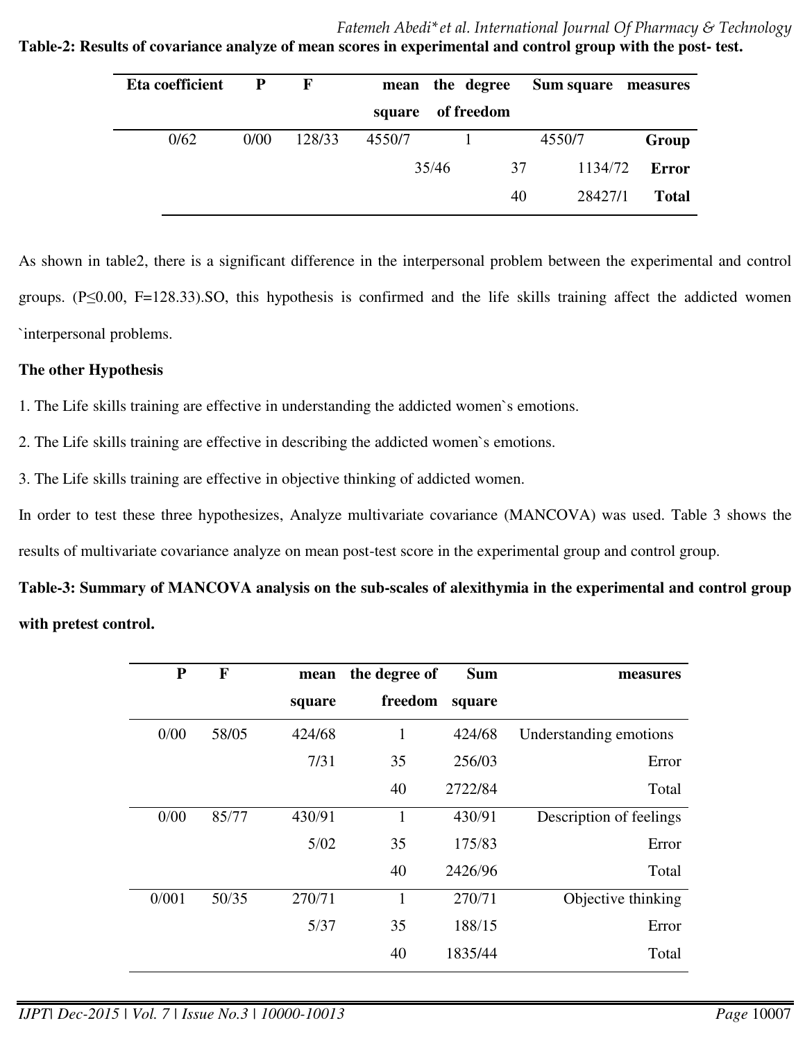**Table-2: Results of covariance analyze of mean scores in experimental and control group with the post- test.**

| Eta coefficient | P | F | mean square | the degree of freedom | Sum square | measures |
|---|---|---|---|---|---|---|
| 0/62 | 0/00 | 128/33 | 4550/7 | 1 | 4550/7 | **Group** |
| | | | 35/46 | 37 | 1134/72 | **Error** |
| | | | | 40 | 28427/1 | **Total** |

As shown in table2, there is a significant difference in the interpersonal problem between the experimental and control groups. (P≤0.00, F=128.33).SO, this hypothesis is confirmed and the life skills training affect the addicted women `interpersonal problems.

**The other Hypothesis**

1. The Life skills training are effective in understanding the addicted women`s emotions.
2. The Life skills training are effective in describing the addicted women`s emotions.
3. The Life skills training are effective in objective thinking of addicted women.

In order to test these three hypothesizes, Analyze multivariate covariance (MANCOVA) was used. Table 3 shows the results of multivariate covariance analyze on mean post-test score in the experimental group and control group.

**Table-3: Summary of MANCOVA analysis on the sub-scales of alexithymia in the experimental and control group with pretest control.**

| P | F | mean square | the degree of freedom | Sum square | measures |
|---|---|---|---|---|---|
| 0/00 | 58/05 | 424/68 | 1 | 424/68 | Understanding emotions |
| | | 7/31 | 35 | 256/03 | Error |
| | | | 40 | 2722/84 | Total |
| 0/00 | 85/77 | 430/91 | 1 | 430/91 | Description of feelings |
| | | 5/02 | 35 | 175/83 | Error |
| | | | 40 | 2426/96 | Total |
| 0/001 | 50/35 | 270/71 | 1 | 270/71 | Objective thinking |
| | | 5/37 | 35 | 188/15 | Error |
| | | | 40 | 1835/44 | Total |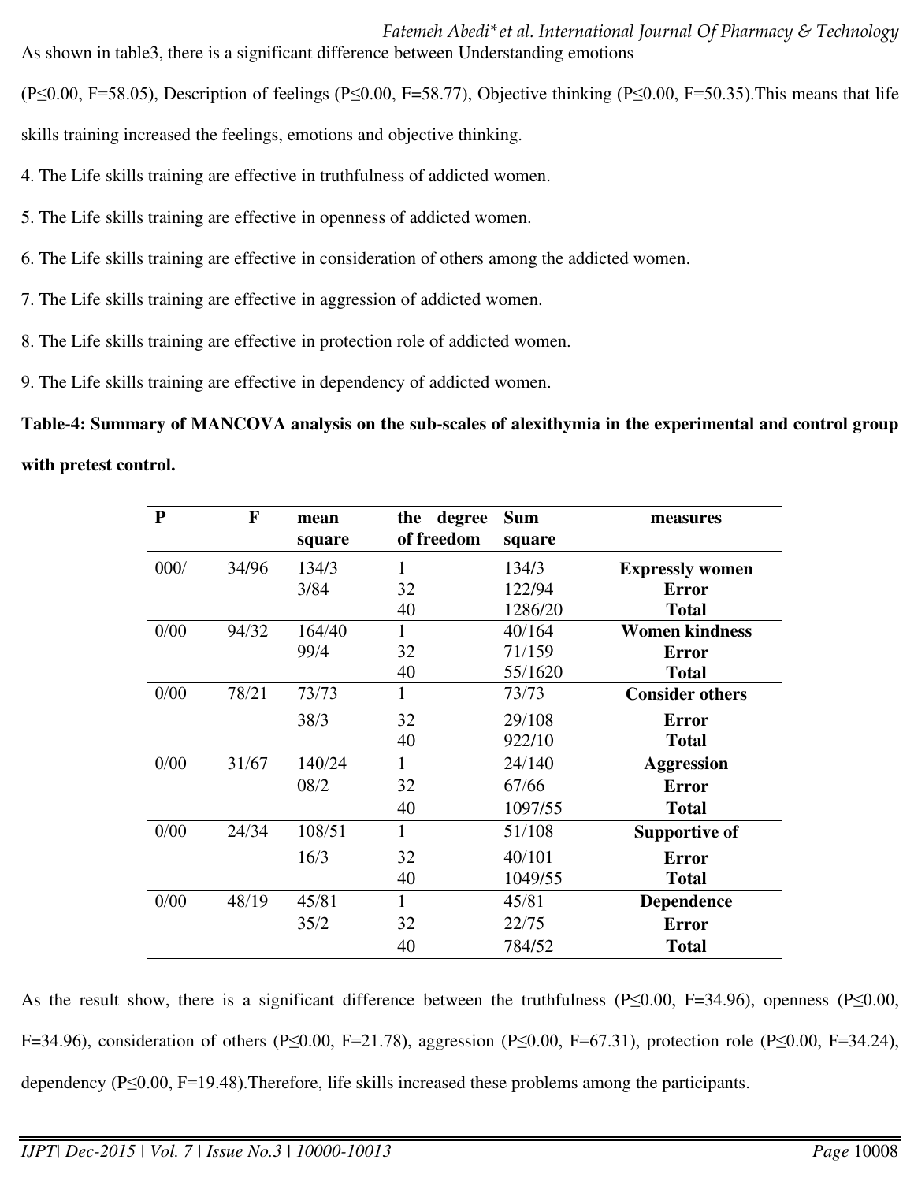As shown in table3, there is a significant difference between Understanding emotions

($P \leq 0.00$, $F=58.05$), Description of feelings ($P \leq 0.00$, $F=58.77$), Objective thinking ($P \leq 0.00$, $F=50.35$).This means that life skills training increased the feelings, emotions and objective thinking.

4. The Life skills training are effective in truthfulness of addicted women.
5. The Life skills training are effective in openness of addicted women.
6. The Life skills training are effective in consideration of others among the addicted women.
7. The Life skills training are effective in aggression of addicted women.
8. The Life skills training are effective in protection role of addicted women.
9. The Life skills training are effective in dependency of addicted women.

**Table-4: Summary of MANCOVA analysis on the sub-scales of alexithymia in the experimental and control group with pretest control.**

| P | F | mean square | the degree of freedom | Sum square | measures |
|---|---|---|---|---|---|
| 000/ | 34/96 | 134/3 | 1 | 134/3 | **Expressly women** |
| | | 3/84 | 32 | 122/94 | **Error** |
| | | | 40 | 1286/20 | **Total** |
| 0/00 | 94/32 | 164/40 | 1 | 40/164 | **Women kindness** |
| | | 99/4 | 32 | 71/159 | **Error** |
| | | | 40 | 55/1620 | **Total** |
| 0/00 | 78/21 | 73/73 | 1 | 73/73 | **Consider others** |
| | | 38/3 | 32 | 29/108 | **Error** |
| | | | 40 | 922/10 | **Total** |
| 0/00 | 31/67 | 140/24 | 1 | 24/140 | **Aggression** |
| | | 08/2 | 32 | 67/66 | **Error** |
| | | | 40 | 1097/55 | **Total** |
| 0/00 | 24/34 | 108/51 | 1 | 51/108 | **Supportive of** |
| | | 16/3 | 32 | 40/101 | **Error** |
| | | | 40 | 1049/55 | **Total** |
| 0/00 | 48/19 | 45/81 | 1 | 45/81 | **Dependence** |
| | | 35/2 | 32 | 22/75 | **Error** |
| | | | 40 | 784/52 | **Total** |

As the result show, there is a significant difference between the truthfulness ($P \leq 0.00$, $F=34.96$), openness ($P \leq 0.00$, $F=34.96$), consideration of others ($P \leq 0.00$, $F=21.78$), aggression ($P \leq 0.00$, $F=67.31$), protection role ($P \leq 0.00$, $F=34.24$), dependency ($P \leq 0.00$, $F=19.48$).Therefore, life skills increased these problems among the participants.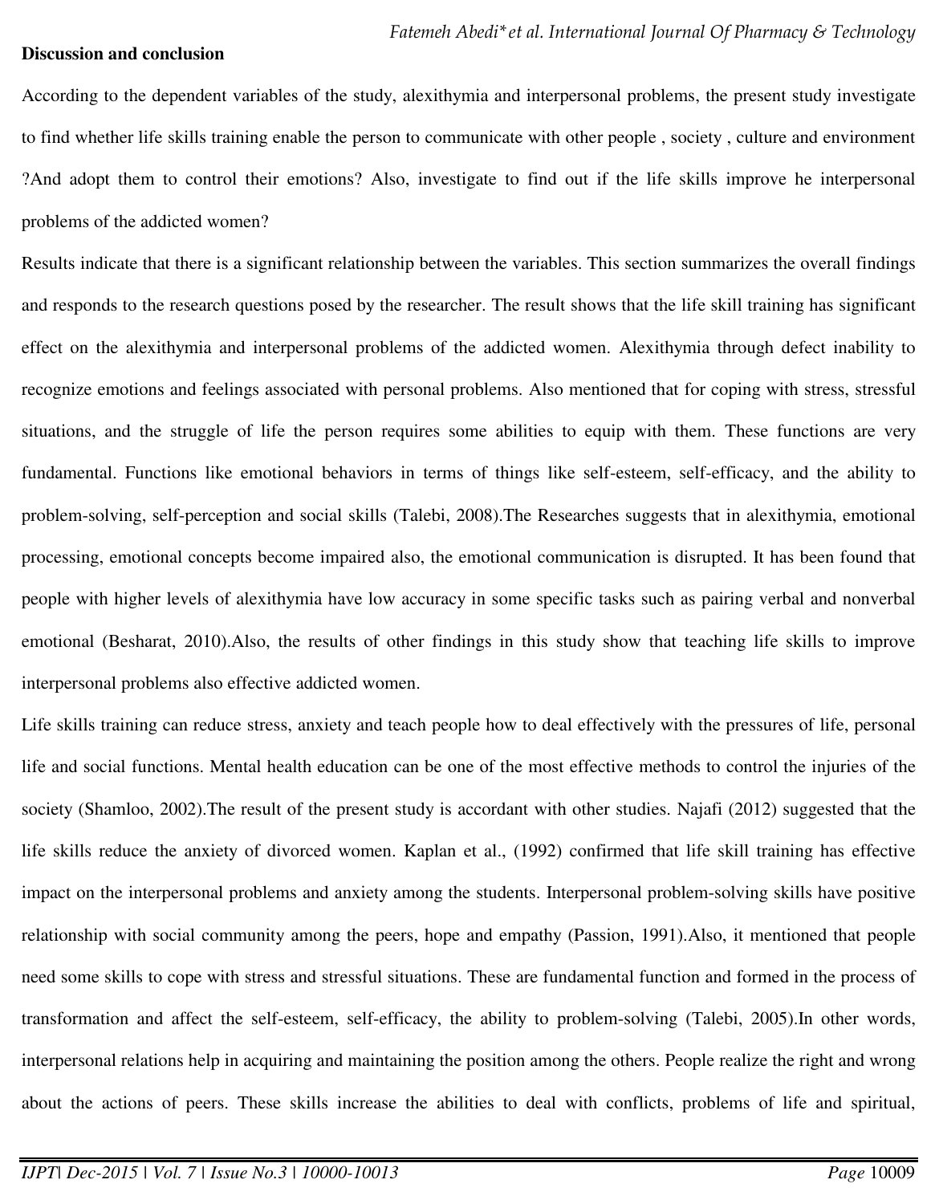**Discussion and conclusion**

According to the dependent variables of the study, alexithymia and interpersonal problems, the present study investigate to find whether life skills training enable the person to communicate with other people , society , culture and environment ?And adopt them to control their emotions? Also, investigate to find out if the life skills improve he interpersonal problems of the addicted women?

Results indicate that there is a significant relationship between the variables. This section summarizes the overall findings and responds to the research questions posed by the researcher. The result shows that the life skill training has significant effect on the alexithymia and interpersonal problems of the addicted women. Alexithymia through defect inability to recognize emotions and feelings associated with personal problems. Also mentioned that for coping with stress, stressful situations, and the struggle of life the person requires some abilities to equip with them. These functions are very fundamental. Functions like emotional behaviors in terms of things like self-esteem, self-efficacy, and the ability to problem-solving, self-perception and social skills (Talebi, 2008).The Researches suggests that in alexithymia, emotional processing, emotional concepts become impaired also, the emotional communication is disrupted. It has been found that people with higher levels of alexithymia have low accuracy in some specific tasks such as pairing verbal and nonverbal emotional (Besharat, 2010).Also, the results of other findings in this study show that teaching life skills to improve interpersonal problems also effective addicted women.

Life skills training can reduce stress, anxiety and teach people how to deal effectively with the pressures of life, personal life and social functions. Mental health education can be one of the most effective methods to control the injuries of the society (Shamloo, 2002).The result of the present study is accordant with other studies. Najafi (2012) suggested that the life skills reduce the anxiety of divorced women. Kaplan et al., (1992) confirmed that life skill training has effective impact on the interpersonal problems and anxiety among the students. Interpersonal problem-solving skills have positive relationship with social community among the peers, hope and empathy (Passion, 1991).Also, it mentioned that people need some skills to cope with stress and stressful situations. These are fundamental function and formed in the process of transformation and affect the self-esteem, self-efficacy, the ability to problem-solving (Talebi, 2005).In other words, interpersonal relations help in acquiring and maintaining the position among the others. People realize the right and wrong about the actions of peers. These skills increase the abilities to deal with conflicts, problems of life and spiritual,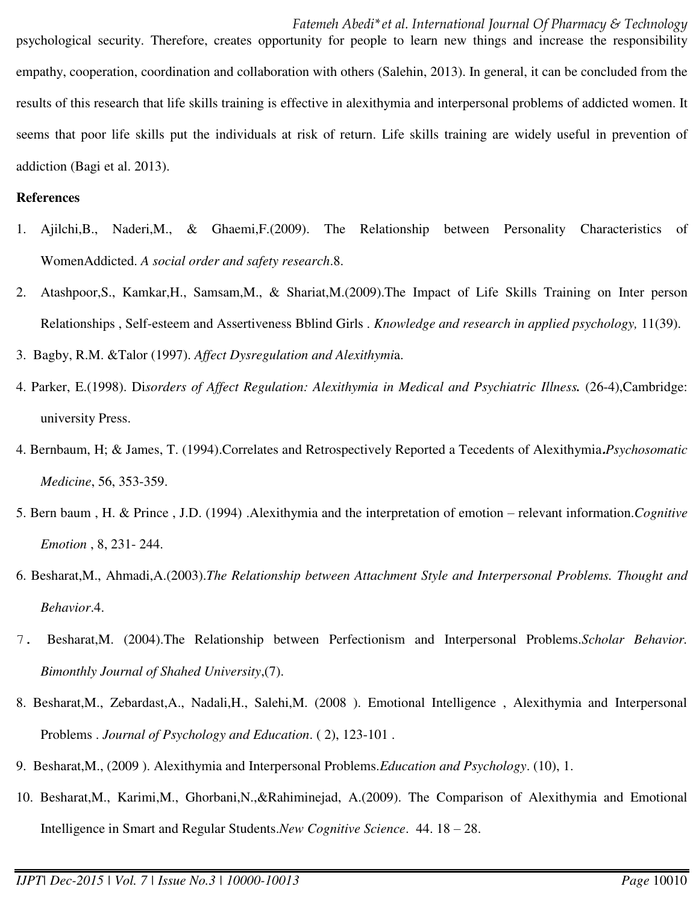psychological security. Therefore, creates opportunity for people to learn new things and increase the responsibility empathy, cooperation, coordination and collaboration with others (Salehin, 2013). In general, it can be concluded from the results of this research that life skills training is effective in alexithymia and interpersonal problems of addicted women. It seems that poor life skills put the individuals at risk of return. Life skills training are widely useful in prevention of addiction (Bagi et al. 2013).

**References**

1. Ajilchi,B., Naderi,M., & Ghaemi,F.(2009). The Relationship between Personality Characteristics of WomenAddicted. *A social order and safety research*.8.
2. Atashpoor,S., Kamkar,H., Samsam,M., & Shariat,M.(2009).The Impact of Life Skills Training on Inter person Relationships , Self-esteem and Assertiveness Bblind Girls . *Knowledge and research in applied psychology,* 11(39).
3. Bagby, R.M. &Talor (1997). *Affect Dysregulation and Alexithymi*a.
4. Parker, E.(1998). Di*sorders of Affect Regulation: Alexithymia in Medical and Psychiatric Illness.* (26-4),Cambridge: university Press.
4. Bernbaum, H; & James, T. (1994).Correlates and Retrospectively Reported a Tecedents of Alexithymia.*Psychosomatic Medicine*, 56, 353-359.
5. Bern baum , H. & Prince , J.D. (1994) .Alexithymia and the interpretation of emotion – relevant information.*Cognitive Emotion* , 8, 231- 244.
6. Besharat,M., Ahmadi,A.(2003).*The Relationship between Attachment Style and Interpersonal Problems. Thought and Behavior*.4.
7. Besharat,M. (2004).The Relationship between Perfectionism and Interpersonal Problems.*Scholar Behavior. Bimonthly Journal of Shahed University*,(7).
8. Besharat,M., Zebardast,A., Nadali,H., Salehi,M. (2008 ). Emotional Intelligence , Alexithymia and Interpersonal Problems . *Journal of Psychology and Education*. ( 2), 123-101 .
9. Besharat,M., (2009 ). Alexithymia and Interpersonal Problems.*Education and Psychology*. (10), 1.
10. Besharat,M., Karimi,M., Ghorbani,N.,&Rahiminejad, A.(2009). The Comparison of Alexithymia and Emotional Intelligence in Smart and Regular Students.*New Cognitive Science*. 44. 18 – 28.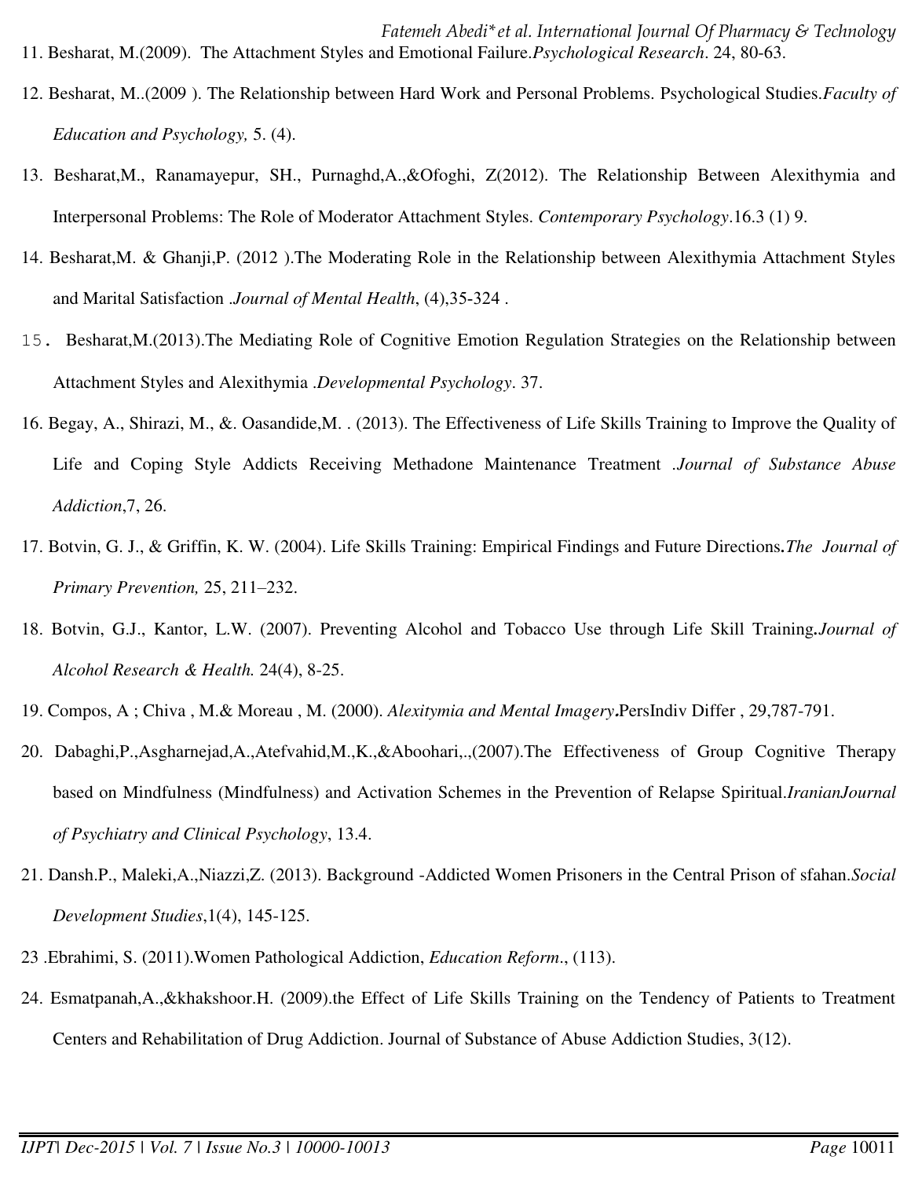11. Besharat, M.(2009). The Attachment Styles and Emotional Failure.*Psychological Research*. 24, 80-63.

12. Besharat, M..(2009 ). The Relationship between Hard Work and Personal Problems. Psychological Studies.*Faculty of Education and Psychology,* 5. (4).

13. Besharat,M., Ranamayepur, SH., Purnaghd,A.,&Ofoghi, Z(2012). The Relationship Between Alexithymia and Interpersonal Problems: The Role of Moderator Attachment Styles. *Contemporary Psychology*.16.3 (1) 9.

14. Besharat,M. & Ghanji,P. (2012 ).The Moderating Role in the Relationship between Alexithymia Attachment Styles and Marital Satisfaction .*Journal of Mental Health*, (4),35-324 .

15. Besharat,M.(2013).The Mediating Role of Cognitive Emotion Regulation Strategies on the Relationship between Attachment Styles and Alexithymia .*Developmental Psychology*. 37.

16. Begay, A., Shirazi, M., &. Oasandide,M. . (2013). The Effectiveness of Life Skills Training to Improve the Quality of Life and Coping Style Addicts Receiving Methadone Maintenance Treatment .*Journal of Substance Abuse Addiction*,7, 26.

17. Botvin, G. J., & Griffin, K. W. (2004). Life Skills Training: Empirical Findings and Future Directions**.***The Journal of Primary Prevention,* 25, 211–232.

18. Botvin, G.J., Kantor, L.W. (2007). Preventing Alcohol and Tobacco Use through Life Skill Training**.***Journal of Alcohol Research & Health.* 24(4), 8-25.

19. Compos, A ; Chiva , M.& Moreau , M. (2000). *Alexitymia and Mental Imagery***.**PersIndiv Differ , 29,787-791.

20. Dabaghi,P.,Asgharnejad,A.,Atefvahid,M.,K.,&Aboohari,.,(2007).The Effectiveness of Group Cognitive Therapy based on Mindfulness (Mindfulness) and Activation Schemes in the Prevention of Relapse Spiritual.*IranianJournal of Psychiatry and Clinical Psychology*, 13.4.

21. Dansh.P., Maleki,A.,Niazzi,Z. (2013). Background -Addicted Women Prisoners in the Central Prison of sfahan.*Social Development Studies*,1(4), 145-125.

23 .Ebrahimi, S. (2011).Women Pathological Addiction, *Education Reform*., (113).

24. Esmatpanah,A.,&khakshoor.H. (2009).the Effect of Life Skills Training on the Tendency of Patients to Treatment Centers and Rehabilitation of Drug Addiction. Journal of Substance of Abuse Addiction Studies, 3(12).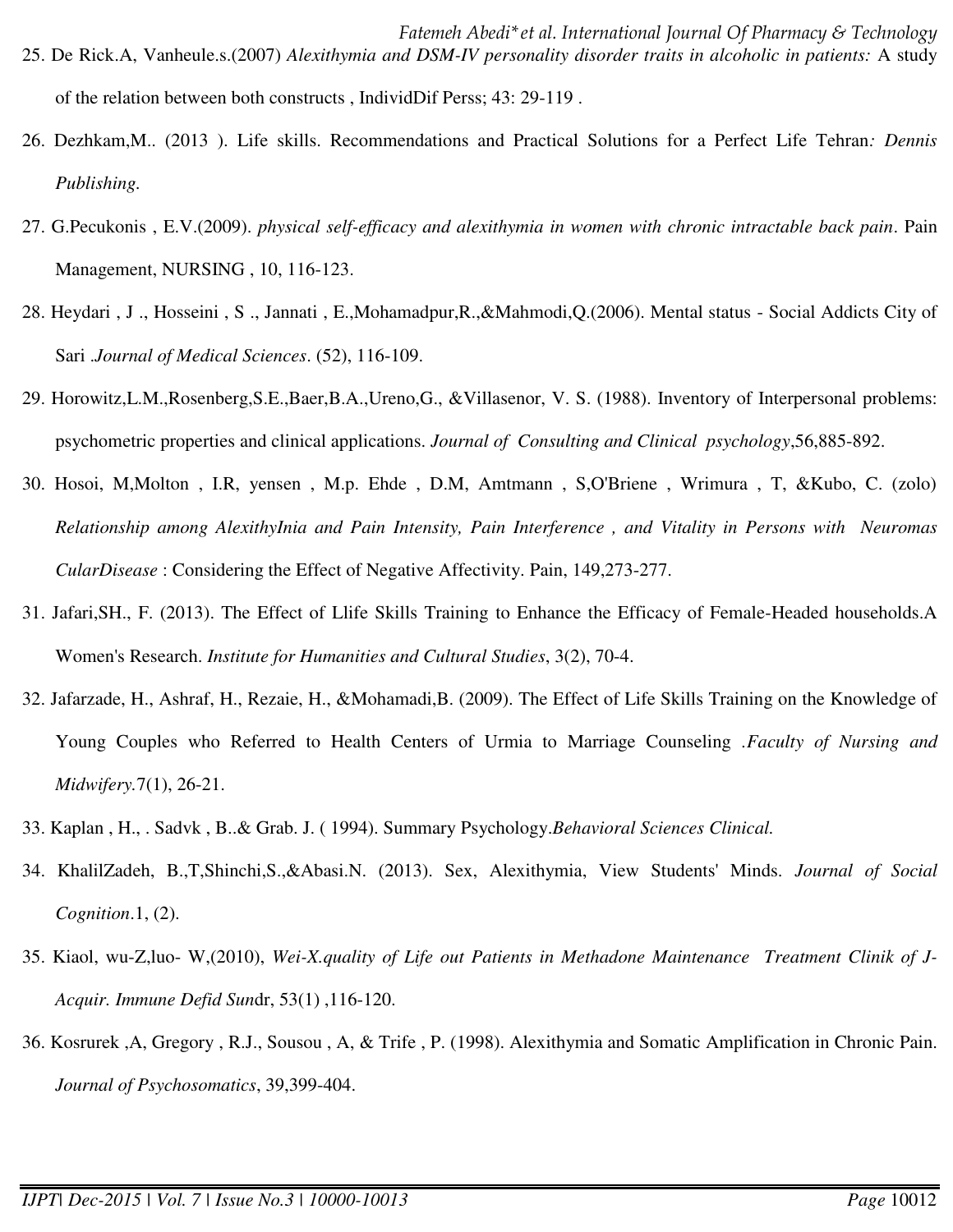25. De Rick.A, Vanheule.s.(2007) *Alexithymia and DSM-IV personality disorder traits in alcoholic in patients:* A study of the relation between both constructs , IndividDif Perss; 43: 29-119 .

26. Dezhkam,M.. (2013 ). Life skills. Recommendations and Practical Solutions for a Perfect Life Tehran*: Dennis Publishing.*

27. G.Pecukonis , E.V.(2009). *physical self-efficacy and alexithymia in women with chronic intractable back pain*. Pain Management, NURSING , 10, 116-123.

28. Heydari , J ., Hosseini , S ., Jannati , E.,Mohamadpur,R.,&Mahmodi,Q.(2006). Mental status - Social Addicts City of Sari .*Journal of Medical Sciences*. (52), 116-109.

29. Horowitz,L.M.,Rosenberg,S.E.,Baer,B.A.,Ureno,G., &Villasenor, V. S. (1988). Inventory of Interpersonal problems: psychometric properties and clinical applications. *Journal of Consulting and Clinical psychology*,56,885-892.

30. Hosoi, M,Molton , I.R, yensen , M.p. Ehde , D.M, Amtmann , S,O'Briene , Wrimura , T, &Kubo, C. (zolo) *Relationship among AlexithyInia and Pain Intensity, Pain Interference , and Vitality in Persons with Neuromas CularDisease* : Considering the Effect of Negative Affectivity. Pain, 149,273-277.

31. Jafari,SH., F. (2013). The Effect of Llife Skills Training to Enhance the Efficacy of Female-Headed households.A Women's Research. *Institute for Humanities and Cultural Studies*, 3(2), 70-4.

32. Jafarzade, H., Ashraf, H., Rezaie, H., &Mohamadi,B. (2009). The Effect of Life Skills Training on the Knowledge of Young Couples who Referred to Health Centers of Urmia to Marriage Counseling .*Faculty of Nursing and Midwifery.*7(1), 26-21.

33. Kaplan , H., . Sadvk , B..& Grab. J. ( 1994). Summary Psychology.*Behavioral Sciences Clinical.*

34. KhalilZadeh, B.,T,Shinchi,S.,&Abasi.N. (2013). Sex, Alexithymia, View Students' Minds. *Journal of Social Cognition*.1, (2).

35. Kiaol, wu-Z,luo- W,(2010), *Wei-X.quality of Life out Patients in Methadone Maintenance Treatment Clinik of J-Acquir. Immune Defid Sun*dr, 53(1) ,116-120.

36. Kosrurek ,A, Gregory , R.J., Sousou , A, & Trife , P. (1998). Alexithymia and Somatic Amplification in Chronic Pain. *Journal of Psychosomatics*, 39,399-404.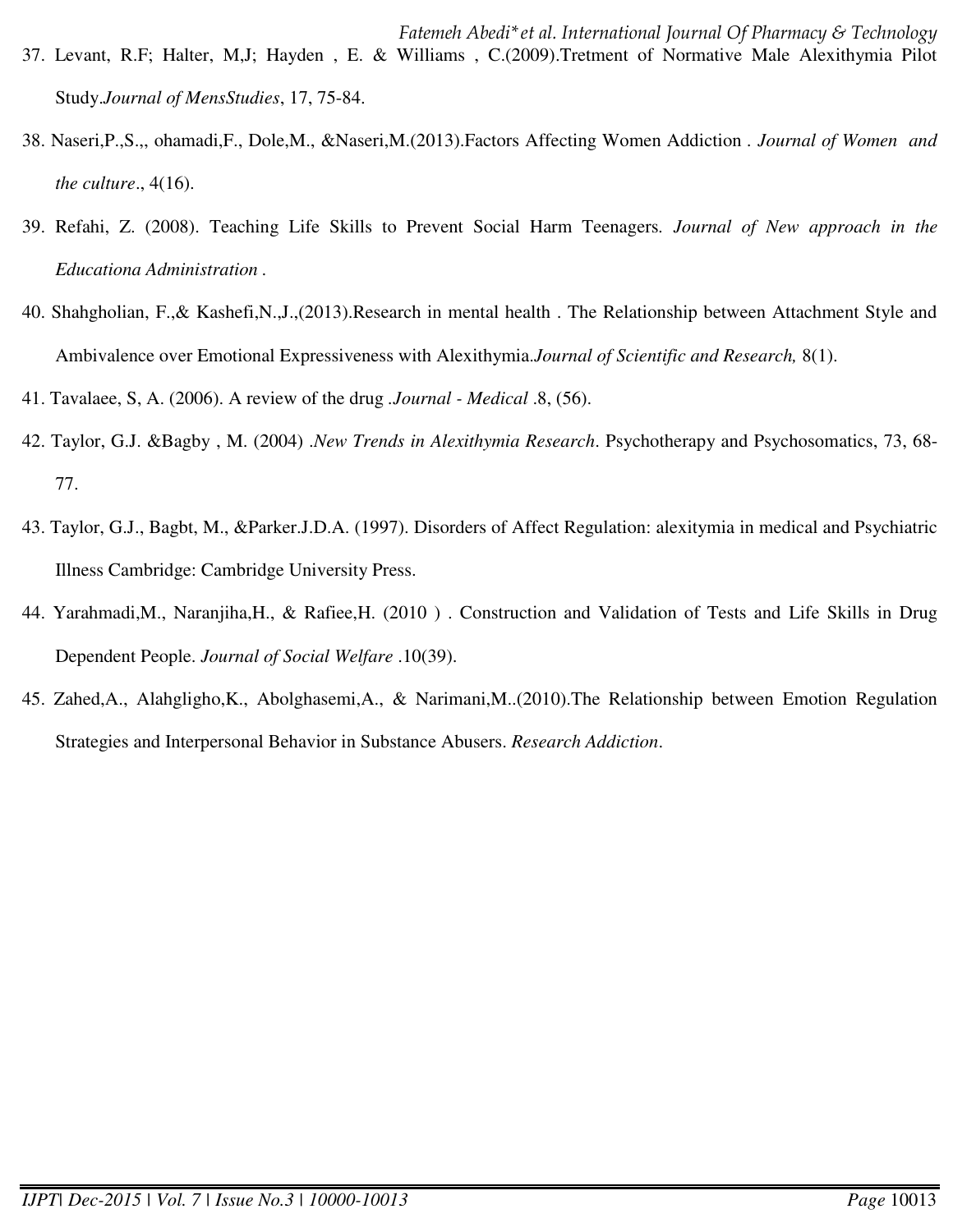37. Levant, R.F; Halter, M,J; Hayden , E. & Williams , C.(2009).Tretment of Normative Male Alexithymia Pilot Study.*Journal of MensStudies*, 17, 75-84.

38. Naseri,P.,S.,, ohamadi,F., Dole,M., &Naseri,M.(2013).Factors Affecting Women Addiction . *Journal of Women and the culture*., 4(16).

39. Refahi, Z. (2008). Teaching Life Skills to Prevent Social Harm Teenagers. *Journal of New approach in the Educationa Administration* .

40. Shahgholian, F.,& Kashefi,N.,J.,(2013).Research in mental health . The Relationship between Attachment Style and Ambivalence over Emotional Expressiveness with Alexithymia.*Journal of Scientific and Research,* 8(1).

41. Tavalaee, S, A. (2006). A review of the drug .*Journal - Medical* .8, (56).

42. Taylor, G.J. &Bagby , M. (2004) .*New Trends in Alexithymia Research*. Psychotherapy and Psychosomatics, 73, 68-77.

43. Taylor, G.J., Bagbt, M., &Parker.J.D.A. (1997). Disorders of Affect Regulation: alexitymia in medical and Psychiatric Illness Cambridge: Cambridge University Press.

44. Yarahmadi,M., Naranjiha,H., & Rafiee,H. (2010 ) . Construction and Validation of Tests and Life Skills in Drug Dependent People. *Journal of Social Welfare* .10(39).

45. Zahed,A., Alahgligho,K., Abolghasemi,A., & Narimani,M..(2010).The Relationship between Emotion Regulation Strategies and Interpersonal Behavior in Substance Abusers. *Research Addiction*.